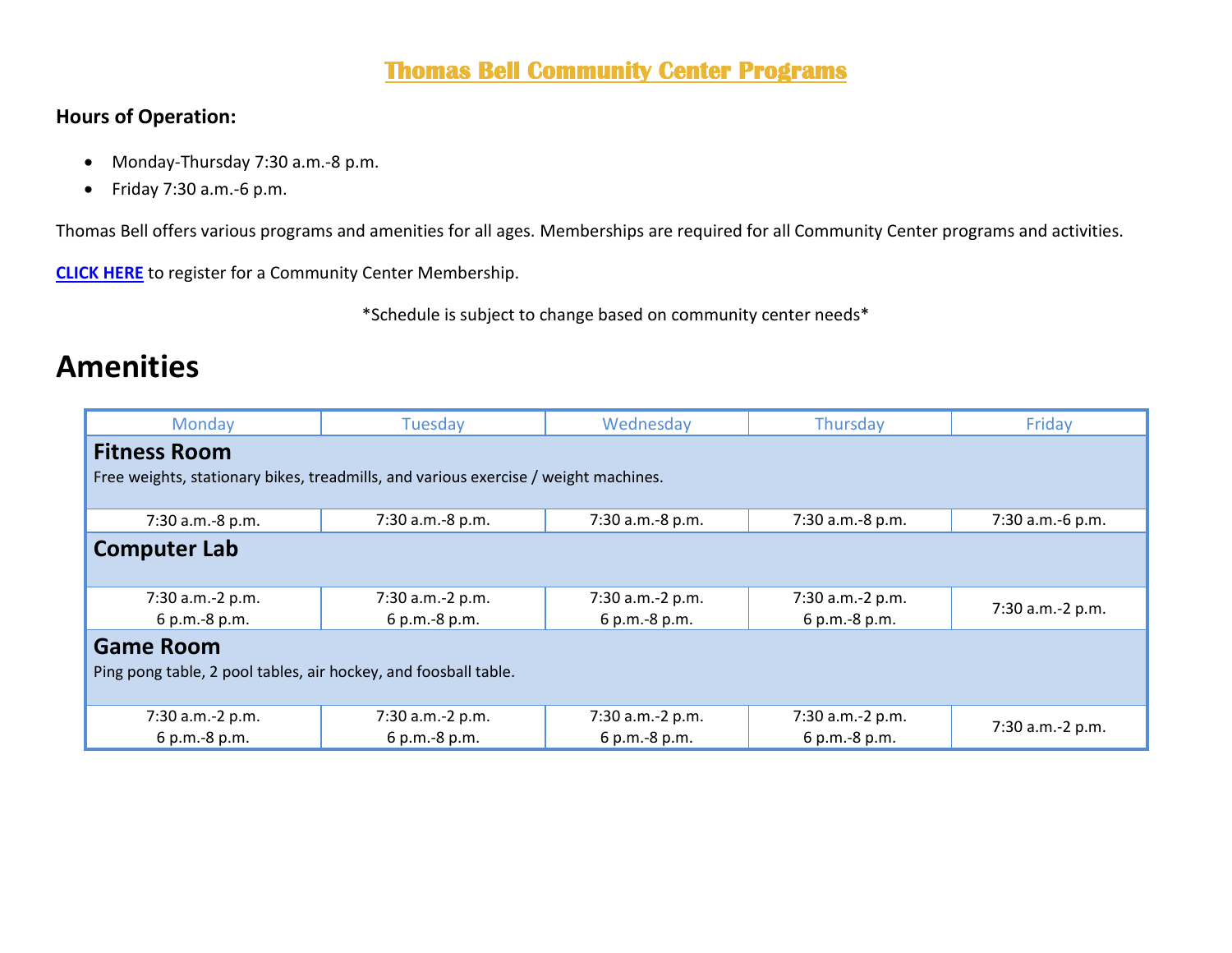# Thomas Bell Community Center Programs

**Hours of Operation:**

- Monday-Thursday 7:30 a.m.-8 p.m.
- Friday 7:30 a.m.-6 p.m.

Thomas Bell offers various programs and amenities for all ages. Memberships are required for all Community Center programs and activities.

**CLICK HERE** to register for a Community Center Membership.

*Schedule is subject to change based on community center needs*

## Amenities

| Monday | Tuesday | Wednesday | Thursday | Friday |
|---|---|---|---|---|
| **Fitness Room**<br>Free weights, stationary bikes, treadmills, and various exercise / weight machines. | | | | |
| 7:30 a.m.-8 p.m. | 7:30 a.m.-8 p.m. | 7:30 a.m.-8 p.m. | 7:30 a.m.-8 p.m. | 7:30 a.m.-6 p.m. |
| **Computer Lab** | | | | |
| 7:30 a.m.-2 p.m.<br>6 p.m.-8 p.m. | 7:30 a.m.-2 p.m.<br>6 p.m.-8 p.m. | 7:30 a.m.-2 p.m.<br>6 p.m.-8 p.m. | 7:30 a.m.-2 p.m.<br>6 p.m.-8 p.m. | 7:30 a.m.-2 p.m. |
| **Game Room**<br>Ping pong table, 2 pool tables, air hockey, and foosball table. | | | | |
| 7:30 a.m.-2 p.m.<br>6 p.m.-8 p.m. | 7:30 a.m.-2 p.m.<br>6 p.m.-8 p.m. | 7:30 a.m.-2 p.m.<br>6 p.m.-8 p.m. | 7:30 a.m.-2 p.m.<br>6 p.m.-8 p.m. | 7:30 a.m.-2 p.m. |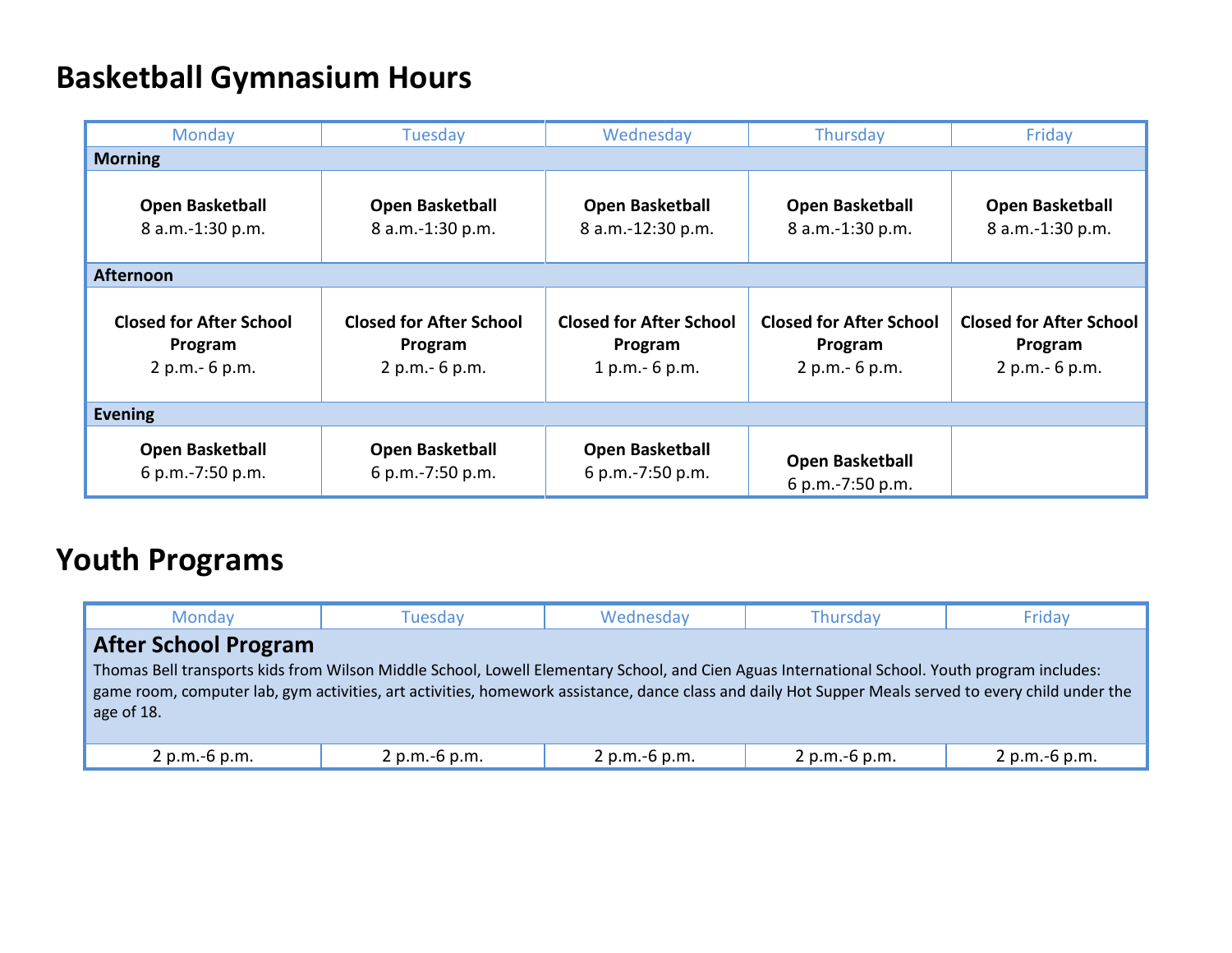# Basketball Gymnasium Hours

| Monday | Tuesday | Wednesday | Thursday | Friday |
|---|---|---|---|---|
| **Morning** | | | | |
| **Open Basketball** 8 a.m.-1:30 p.m. | **Open Basketball** 8 a.m.-1:30 p.m. | **Open Basketball** 8 a.m.-12:30 p.m. | **Open Basketball** 8 a.m.-1:30 p.m. | **Open Basketball** 8 a.m.-1:30 p.m. |
| **Afternoon** | | | | |
| **Closed for After School Program** 2 p.m.- 6 p.m. | **Closed for After School Program** 2 p.m.- 6 p.m. | **Closed for After School Program** 1 p.m.- 6 p.m. | **Closed for After School Program** 2 p.m.- 6 p.m. | **Closed for After School Program** 2 p.m.- 6 p.m. |
| **Evening** | | | | |
| **Open Basketball** 6 p.m.-7:50 p.m. | **Open Basketball** 6 p.m.-7:50 p.m. | **Open Basketball** 6 p.m.-7:50 p.m. | **Open Basketball** 6 p.m.-7:50 p.m. | |

# Youth Programs

| Monday | Tuesday | Wednesday | Thursday | Friday |
|---|---|---|---|---|
| **After School Program** Thomas Bell transports kids from Wilson Middle School, Lowell Elementary School, and Cien Aguas International School. Youth program includes: game room, computer lab, gym activities, art activities, homework assistance, dance class and daily Hot Supper Meals served to every child under the age of 18. | | | | |
| 2 p.m.-6 p.m. | 2 p.m.-6 p.m. | 2 p.m.-6 p.m. | 2 p.m.-6 p.m. | 2 p.m.-6 p.m. |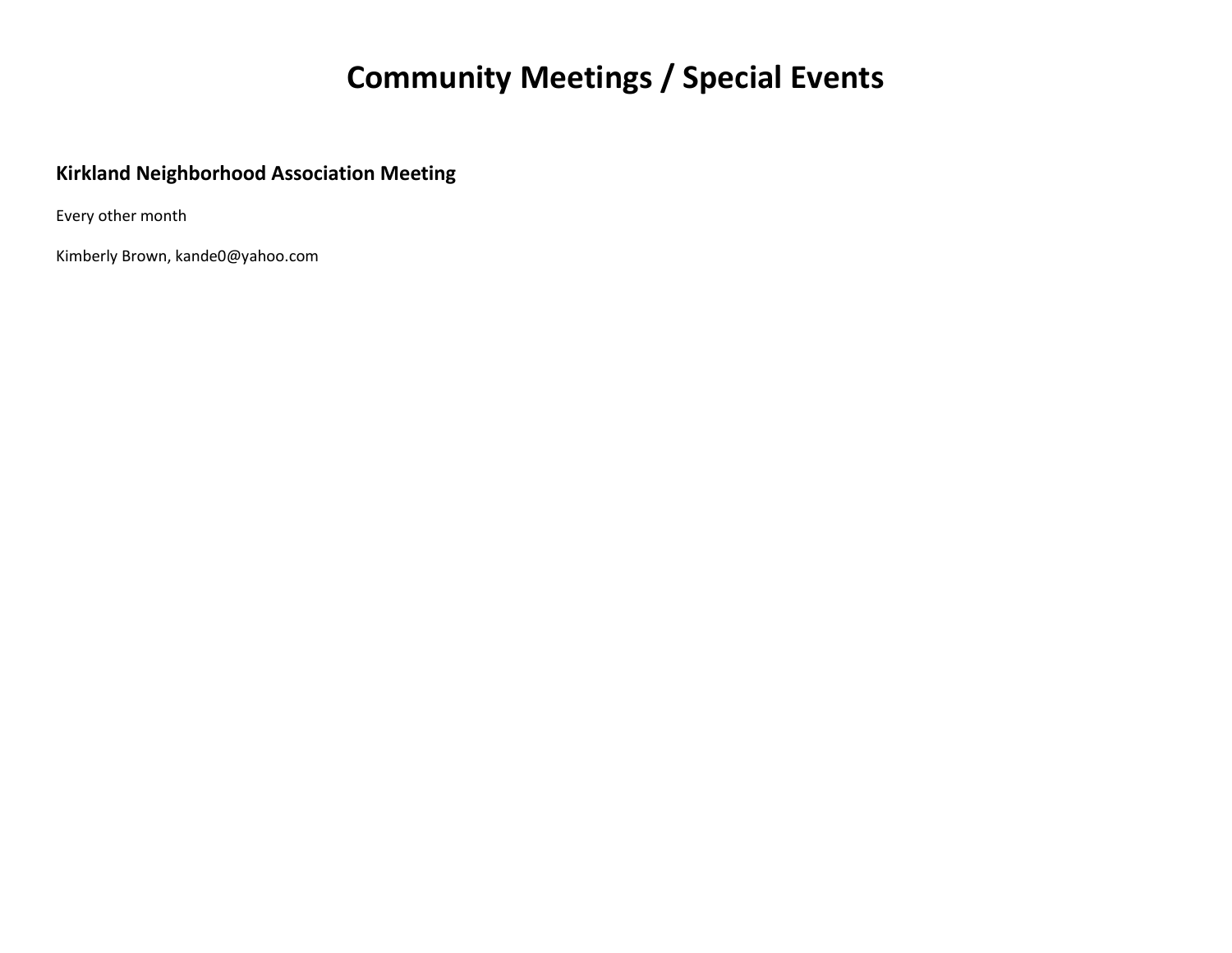# Community Meetings / Special Events

### Kirkland Neighborhood Association Meeting

Every other month

Kimberly Brown, kande0@yahoo.com